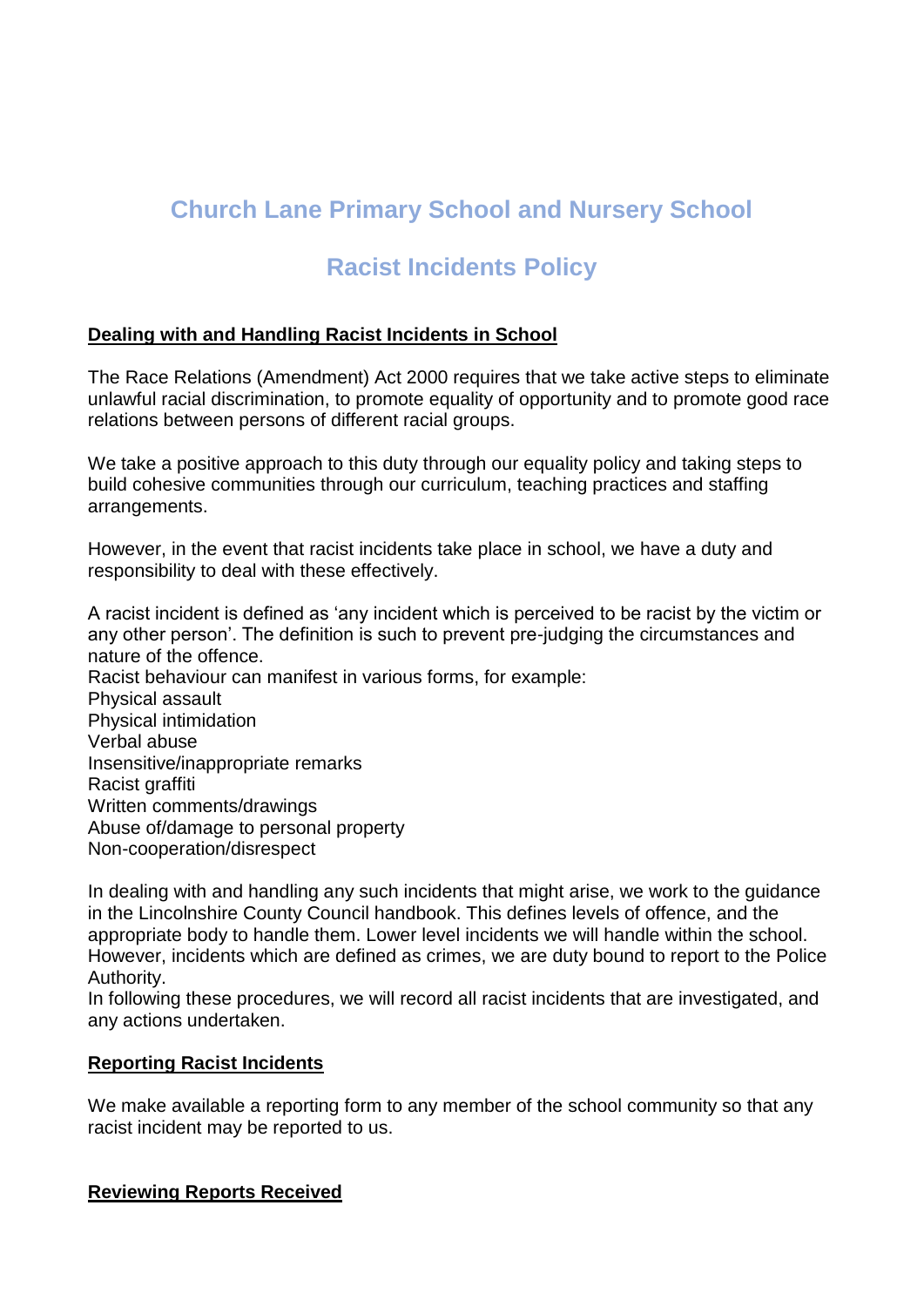# Church Lane Primary School and Nursery School

# Racist Incidents Policy

## Dealing with and Handling Racist Incidents in School

The Race Relations (Amendment) Act 2000 requires that we take active steps to eliminate unlawful racial discrimination, to promote equality of opportunity and to promote good race relations between persons of different racial groups.

We take a positive approach to this duty through our equality policy and taking steps to build cohesive communities through our curriculum, teaching practices and staffing arrangements.

However, in the event that racist incidents take place in school, we have a duty and responsibility to deal with these effectively.

A racist incident is defined as 'any incident which is perceived to be racist by the victim or any other person'. The definition is such to prevent pre-judging the circumstances and nature of the offence.

Racist behaviour can manifest in various forms, for example:

- Physical assault
- Physical intimidation
- Verbal abuse
- Insensitive/inappropriate remarks
- Racist graffiti
- Written comments/drawings
- Abuse of/damage to personal property
- Non-cooperation/disrespect

In dealing with and handling any such incidents that might arise, we work to the guidance in the Lincolnshire County Council handbook. This defines levels of offence, and the appropriate body to handle them. Lower level incidents we will handle within the school. However, incidents which are defined as crimes, we are duty bound to report to the Police Authority.

In following these procedures, we will record all racist incidents that are investigated, and any actions undertaken.

## Reporting Racist Incidents

We make available a reporting form to any member of the school community so that any racist incident may be reported to us.

## Reviewing Reports Received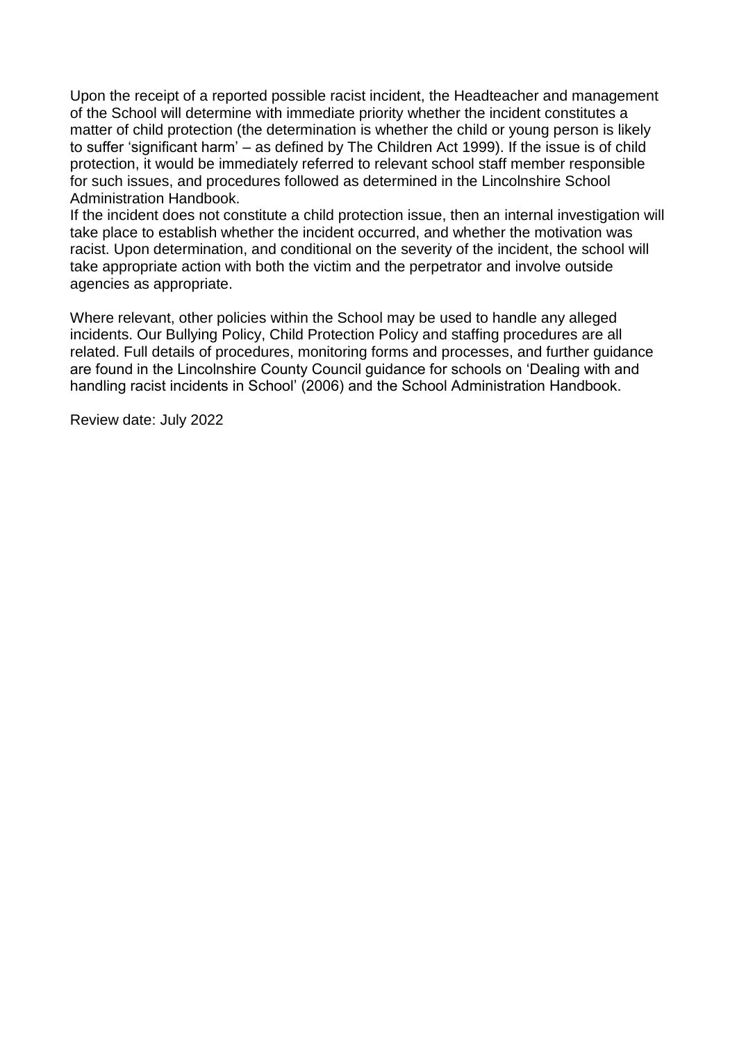Upon the receipt of a reported possible racist incident, the Headteacher and management of the School will determine with immediate priority whether the incident constitutes a matter of child protection (the determination is whether the child or young person is likely to suffer 'significant harm' – as defined by The Children Act 1999). If the issue is of child protection, it would be immediately referred to relevant school staff member responsible for such issues, and procedures followed as determined in the Lincolnshire School Administration Handbook.

If the incident does not constitute a child protection issue, then an internal investigation will take place to establish whether the incident occurred, and whether the motivation was racist. Upon determination, and conditional on the severity of the incident, the school will take appropriate action with both the victim and the perpetrator and involve outside agencies as appropriate.

Where relevant, other policies within the School may be used to handle any alleged incidents. Our Bullying Policy, Child Protection Policy and staffing procedures are all related. Full details of procedures, monitoring forms and processes, and further guidance are found in the Lincolnshire County Council guidance for schools on 'Dealing with and handling racist incidents in School' (2006) and the School Administration Handbook.

Review date: July 2022